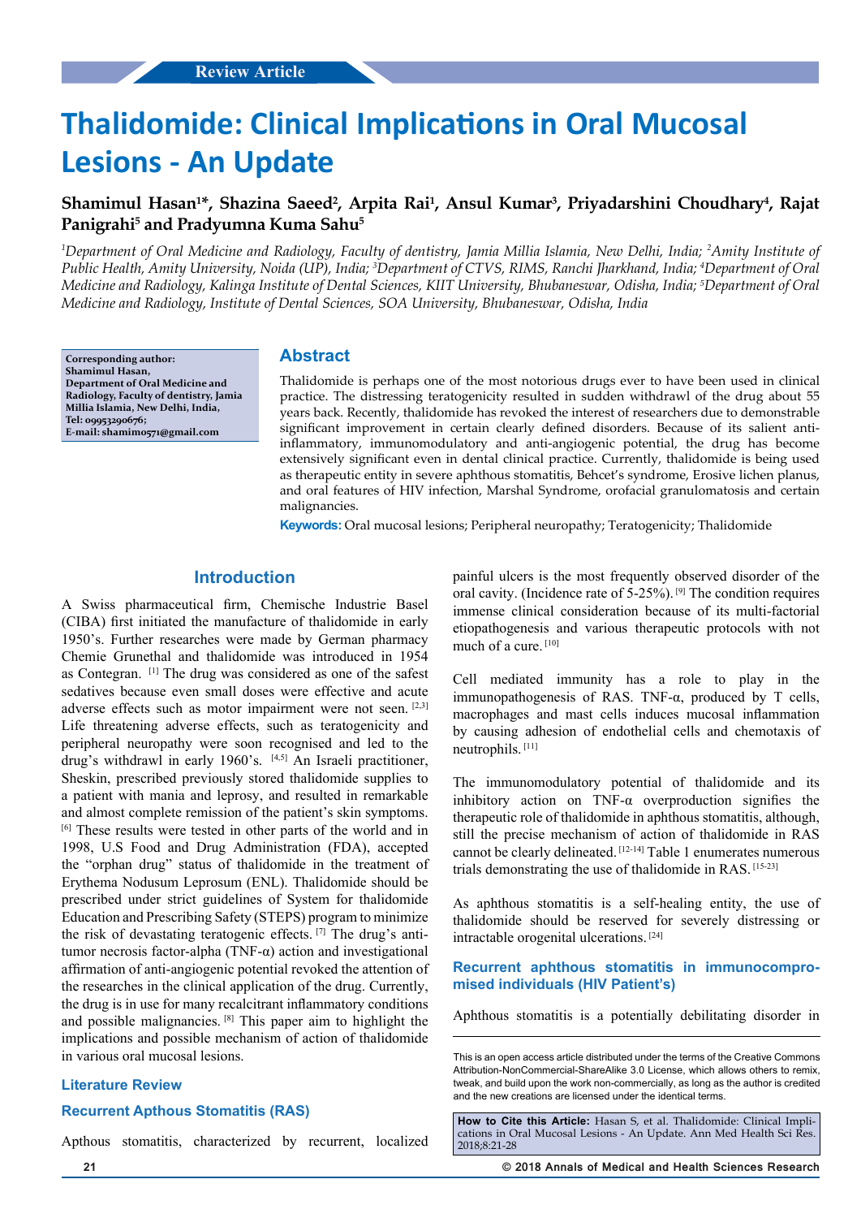Review Article

# Thalidomide: Clinical Implications in Oral Mucosal Lesions - An Update

**Shamimul Hasan[1]*, Shazina Saeed[2], Arpita Rai[1], Ansul Kumar[3], Priyadarshini Choudhary[4], Rajat Panigrahi[5] and Pradyumna Kuma Sahu[5]**

*[1]Department of Oral Medicine and Radiology, Faculty of dentistry, Jamia Millia Islamia, New Delhi, India; [2]Amity Institute of Public Health, Amity University, Noida (UP), India; [3]Department of CTVS, RIMS, Ranchi Jharkhand, India; [4]Department of Oral Medicine and Radiology, Kalinga Institute of Dental Sciences, KIIT University, Bhubaneswar, Odisha, India; [5]Department of Oral Medicine and Radiology, Institute of Dental Sciences, SOA University, Bhubaneswar, Odisha, India*

**Corresponding author: Shamimul Hasan, Department of Oral Medicine and Radiology, Faculty of dentistry, Jamia Millia Islamia, New Delhi, India, Tel: 09953290676; E-mail: shamimo571@gmail.com**

## Abstract

Thalidomide is perhaps one of the most notorious drugs ever to have been used in clinical practice. The distressing teratogenicity resulted in sudden withdrawl of the drug about 55 years back. Recently, thalidomide has revoked the interest of researchers due to demonstrable significant improvement in certain clearly defined disorders. Because of its salient anti-inflammatory, immunomodulatory and anti-angiogenic potential, the drug has become extensively significant even in dental clinical practice. Currently, thalidomide is being used as therapeutic entity in severe aphthous stomatitis, Behcet's syndrome, Erosive lichen planus, and oral features of HIV infection, Marshal Syndrome, orofacial granulomatosis and certain malignancies.

**Keywords:** Oral mucosal lesions; Peripheral neuropathy; Teratogenicity; Thalidomide

## Introduction

A Swiss pharmaceutical firm, Chemische Industrie Basel (CIBA) first initiated the manufacture of thalidomide in early 1950's. Further researches were made by German pharmacy Chemie Grunethal and thalidomide was introduced in 1954 as Contegran. [1] The drug was considered as one of the safest sedatives because even small doses were effective and acute adverse effects such as motor impairment were not seen. [2,3] Life threatening adverse effects, such as teratogenicity and peripheral neuropathy were soon recognised and led to the drug's withdrawl in early 1960's. [4,5] An Israeli practitioner, Sheskin, prescribed previously stored thalidomide supplies to a patient with mania and leprosy, and resulted in remarkable and almost complete remission of the patient's skin symptoms. [6] These results were tested in other parts of the world and in 1998, U.S Food and Drug Administration (FDA), accepted the "orphan drug" status of thalidomide in the treatment of Erythema Nodusum Leprosum (ENL). Thalidomide should be prescribed under strict guidelines of System for thalidomide Education and Prescribing Safety (STEPS) program to minimize the risk of devastating teratogenic effects. [7] The drug's anti-tumor necrosis factor-alpha (TNF-α) action and investigational affirmation of anti-angiogenic potential revoked the attention of the researches in the clinical application of the drug. Currently, the drug is in use for many recalcitrant inflammatory conditions and possible malignancies. [8] This paper aim to highlight the implications and possible mechanism of action of thalidomide in various oral mucosal lesions.

## Literature Review

### Recurrent Apthous Stomatitis (RAS)

Apthous stomatitis, characterized by recurrent, localized painful ulcers is the most frequently observed disorder of the oral cavity. (Incidence rate of 5-25%). [9] The condition requires immense clinical consideration because of its multi-factorial etiopathogenesis and various therapeutic protocols with not much of a cure. [10]

Cell mediated immunity has a role to play in the immunopathogenesis of RAS. TNF-α, produced by T cells, macrophages and mast cells induces mucosal inflammation by causing adhesion of endothelial cells and chemotaxis of neutrophils. [11]

The immunomodulatory potential of thalidomide and its inhibitory action on TNF-α overproduction signifies the therapeutic role of thalidomide in aphthous stomatitis, although, still the precise mechanism of action of thalidomide in RAS cannot be clearly delineated. [12-14] Table 1 enumerates numerous trials demonstrating the use of thalidomide in RAS. [15-23]

As aphthous stomatitis is a self-healing entity, the use of thalidomide should be reserved for severely distressing or intractable orogenital ulcerations. [24]

### Recurrent aphthous stomatitis in immunocompromised individuals (HIV Patient's)

Aphthous stomatitis is a potentially debilitating disorder in

This is an open access article distributed under the terms of the Creative Commons Attribution-NonCommercial-ShareAlike 3.0 License, which allows others to remix, tweak, and build upon the work non-commercially, as long as the author is credited and the new creations are licensed under the identical terms.

**How to Cite this Article:** Hasan S, et al. Thalidomide: Clinical Implications in Oral Mucosal Lesions - An Update. Ann Med Health Sci Res. 2018;8:21-28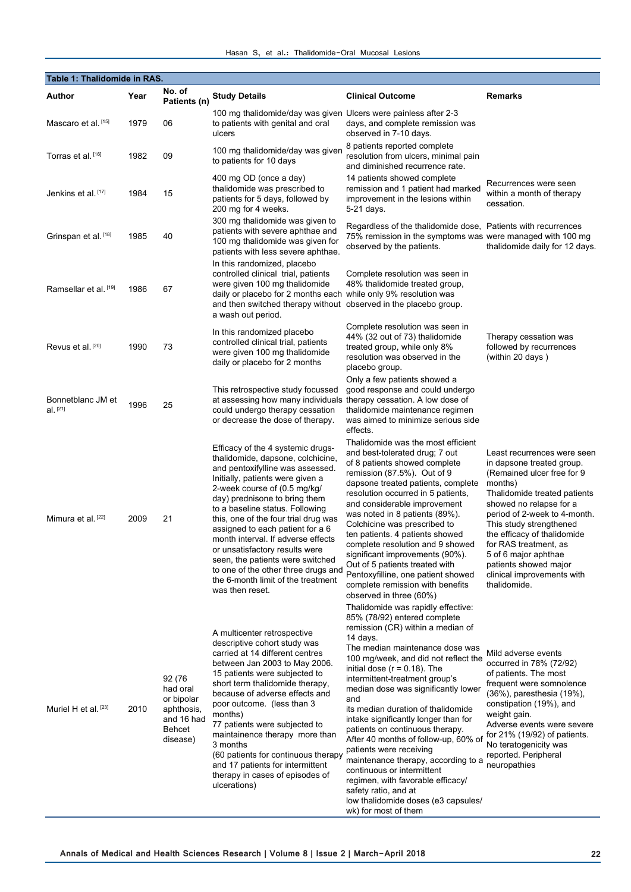**Table 1: Thalidomide in RAS.**

| Author | Year | No. of Patients (n) | Study Details | Clinical Outcome | Remarks |
|---|---|---|---|---|---|
| Mascaro et al. [15] | 1979 | 06 | 100 mg thalidomide/day was given to patients with genital and oral ulcers | Ulcers were painless after 2-3 days, and complete remission was observed in 7-10 days. | |
| Torras et al. [16] | 1982 | 09 | 100 mg thalidomide/day was given to patients for 10 days | 8 patients reported complete resolution from ulcers, minimal pain and diminished recurrence rate. | |
| Jenkins et al. [17] | 1984 | 15 | 400 mg OD (once a day) thalidomide was prescribed to patients for 5 days, followed by 200 mg for 4 weeks. | 14 patients showed complete remission and 1 patient had marked improvement in the lesions within 5-21 days. | Recurrences were seen within a month of therapy cessation. |
| Grinspan et al. [18] | 1985 | 40 | 300 mg thalidomide was given to patients with severe aphthae and 100 mg thalidomide was given for patients with less severe aphthae. | Regardless of the thalidomide dose, 75% remission in the symptoms was observed by the patients. | Patients with recurrences were managed with 100 mg thalidomide daily for 12 days. |
| Ramsellar et al. [19] | 1986 | 67 | In this randomized, placebo controlled clinical trial, patients were given 100 mg thalidomide daily or placebo for 2 months each and then switched therapy without a wash out period. | Complete resolution was seen in 48% thalidomide treated group, while only 9% resolution was observed in the placebo group. | |
| Revus et al. [20] | 1990 | 73 | In this randomized placebo controlled clinical trial, patients were given 100 mg thalidomide daily or placebo for 2 months | Complete resolution was seen in 44% (32 out of 73) thalidomide treated group, while only 8% resolution was observed in the placebo group. | Therapy cessation was followed by recurrences (within 20 days ) |
| Bonnetblanc JM et al. [21] | 1996 | 25 | This retrospective study focussed at assessing how many individuals could undergo therapy cessation or decrease the dose of therapy. | Only a few patients showed a good response and could undergo therapy cessation. A low dose of thalidomide maintenance regimen was aimed to minimize serious side effects. | |
| Mimura et al. [22] | 2009 | 21 | Efficacy of the 4 systemic drugs- thalidomide, dapsone, colchicine, and pentoxifylline was assessed. Initially, patients were given a 2-week course of (0.5 mg/kg/day) prednisone to bring them to a baseline status. Following this, one of the four trial drug was assigned to each patient for a 6 month interval. If adverse effects or unsatisfactory results were seen, the patients were switched to one of the other three drugs and the 6-month limit of the treatment was then reset. | Thalidomide was the most efficient and best-tolerated drug; 7 out of 8 patients showed complete remission (87.5%). Out of 9 dapsone treated patients, complete resolution occurred in 5 patients, and considerable improvement was noted in 8 patients (89%). Colchicine was prescribed to ten patients. 4 patients showed complete resolution and 9 showed significant improvements (90%). Out of 5 patients treated with Pentoxifylline, one patient showed complete remission with benefits observed in three (60%) | Least recurrences were seen in dapsone treated group. (Remained ulcer free for 9 months) Thalidomide treated patients showed no relapse for a period of 2-week to 4-month. This study strengthened the efficacy of thalidomide for RAS treatment, as 5 of 6 major aphthae patients showed major clinical improvements with thalidomide. |
| Muriel H et al. [23] | 2010 | 92 (76 had oral or bipolar aphthosis, and 16 had Behcet disease) | A multicenter retrospective descriptive cohort study was carried at 14 different centres between Jan 2003 to May 2006. 15 patients were subjected to short term thalidomide therapy, because of adverse effects and poor outcome. (less than 3 months) 77 patients were subjected to maintainence therapy more than 3 months (60 patients for continuous therapy and 17 patients for intermittent therapy in cases of episodes of ulcerations) | Thalidomide was rapidly effective: 85% (78/92) entered complete remission (CR) within a median of 14 days. The median maintenance dose was 100 mg/week, and did not reflect the initial dose (r = 0.18). The intermittent-treatment group's median dose was significantly lower and its median duration of thalidomide intake significantly longer than for patients on continuous therapy. After 40 months of follow-up, 60% of patients were receiving maintenance therapy, according to a continuous or intermittent regimen, with favorable efficacy/safety ratio, and at low thalidomide doses (e3 capsules/wk) for most of them | Mild adverse events occurred in 78% (72/92) of patients. The most frequent were somnolence (36%), paresthesia (19%), constipation (19%), and weight gain. Adverse events were severe for 21% (19/92) of patients. No teratogenicity was reported. Peripheral neuropathies |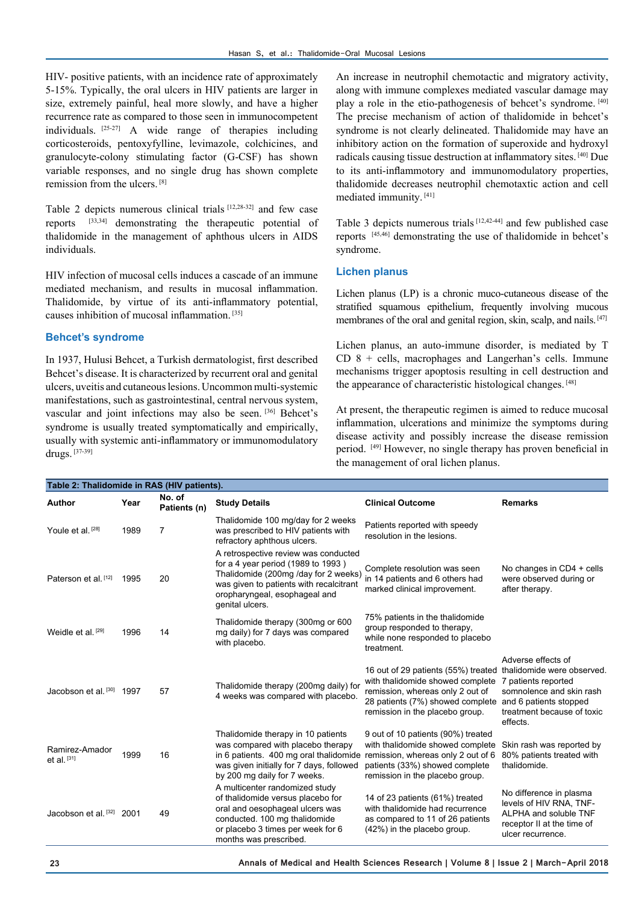HIV- positive patients, with an incidence rate of approximately 5-15%. Typically, the oral ulcers in HIV patients are larger in size, extremely painful, heal more slowly, and have a higher recurrence rate as compared to those seen in immunocompetent individuals. [25-27] A wide range of therapies including corticosteroids, pentoxyfylline, levimazole, colchicines, and granulocyte-colony stimulating factor (G-CSF) has shown variable responses, and no single drug has shown complete remission from the ulcers. [8]

Table 2 depicts numerous clinical trials [12,28-32] and few case reports [33,34] demonstrating the therapeutic potential of thalidomide in the management of aphthous ulcers in AIDS individuals.

HIV infection of mucosal cells induces a cascade of an immune mediated mechanism, and results in mucosal inflammation. Thalidomide, by virtue of its anti-inflammatory potential, causes inhibition of mucosal inflammation. [35]

## Behcet's syndrome

In 1937, Hulusi Behcet, a Turkish dermatologist, first described Behcet's disease. It is characterized by recurrent oral and genital ulcers, uveitis and cutaneous lesions. Uncommon multi-systemic manifestations, such as gastrointestinal, central nervous system, vascular and joint infections may also be seen. [36] Behcet's syndrome is usually treated symptomatically and empirically, usually with systemic anti-inflammatory or immunomodulatory drugs. [37-39]

An increase in neutrophil chemotactic and migratory activity, along with immune complexes mediated vascular damage may play a role in the etio-pathogenesis of behcet's syndrome. [40] The precise mechanism of action of thalidomide in behcet's syndrome is not clearly delineated. Thalidomide may have an inhibitory action on the formation of superoxide and hydroxyl radicals causing tissue destruction at inflammatory sites. [40] Due to its anti-inflammatory and immunomodulatory properties, thalidomide decreases neutrophil chemotaxtic action and cell mediated immunity. [41]

Table 3 depicts numerous trials [12,42-44] and few published case reports [45,46] demonstrating the use of thalidomide in behcet's syndrome.

## Lichen planus

Lichen planus (LP) is a chronic muco-cutaneous disease of the stratified squamous epithelium, frequently involving mucous membranes of the oral and genital region, skin, scalp, and nails. [47]

Lichen planus, an auto-immune disorder, is mediated by T CD 8 + cells, macrophages and Langerhan's cells. Immune mechanisms trigger apoptosis resulting in cell destruction and the appearance of characteristic histological changes. [48]

At present, the therapeutic regimen is aimed to reduce mucosal inflammation, ulcerations and minimize the symptoms during disease activity and possibly increase the disease remission period. [49] However, no single therapy has proven beneficial in the management of oral lichen planus.

**Table 2: Thalidomide in RAS (HIV patients).**

| Author | Year | No. of Patients (n) | Study Details | Clinical Outcome | Remarks |
|---|---|---|---|---|---|
| Youle et al. [28] | 1989 | 7 | Thalidomide 100 mg/day for 2 weeks was prescribed to HIV patients with refractory aphthous ulcers. | Patients reported with speedy resolution in the lesions. | |
| Paterson et al. [12] | 1995 | 20 | A retrospective review was conducted for a 4 year period (1989 to 1993 ) Thalidomide (200mg /day for 2 weeks) was given to patients with recalcitrant oropharyngeal, esophageal and genital ulcers. | Complete resolution was seen in 14 patients and 6 others had marked clinical improvement. | No changes in CD4 + cells were observed during or after therapy. |
| Weidle et al. [29] | 1996 | 14 | Thalidomide therapy (300mg or 600 mg daily) for 7 days was compared with placebo. | 75% patients in the thalidomide group responded to therapy, while none responded to placebo treatment. | |
| Jacobson et al. [30] | 1997 | 57 | Thalidomide therapy (200mg daily) for 4 weeks was compared with placebo. | 16 out of 29 patients (55%) treated with thalidomide showed complete remission, whereas only 2 out of 28 patients (7%) showed complete remission in the placebo group. | Adverse effects of thalidomide were observed. 7 patients reported somnolence and skin rash and 6 patients stopped treatment because of toxic effects. |
| Ramirez-Amador et al. [31] | 1999 | 16 | Thalidomide therapy in 10 patients was compared with placebo therapy in 6 patients. 400 mg oral thalidomide was given initially for 7 days, followed by 200 mg daily for 7 weeks. | 9 out of 10 patients (90%) treated with thalidomide showed complete remission, whereas only 2 out of 6 patients (33%) showed complete remission in the placebo group. | Skin rash was reported by 80% patients treated with thalidomide. |
| Jacobson et al. [32] | 2001 | 49 | A multicenter randomized study of thalidomide versus placebo for oral and oesophageal ulcers was conducted. 100 mg thalidomide or placebo 3 times per week for 6 months was prescribed. | 14 of 23 patients (61%) treated with thalidomide had recurrence as compared to 11 of 26 patients (42%) in the placebo group. | No difference in plasma levels of HIV RNA, TNF-ALPHA and soluble TNF receptor II at the time of ulcer recurrence. |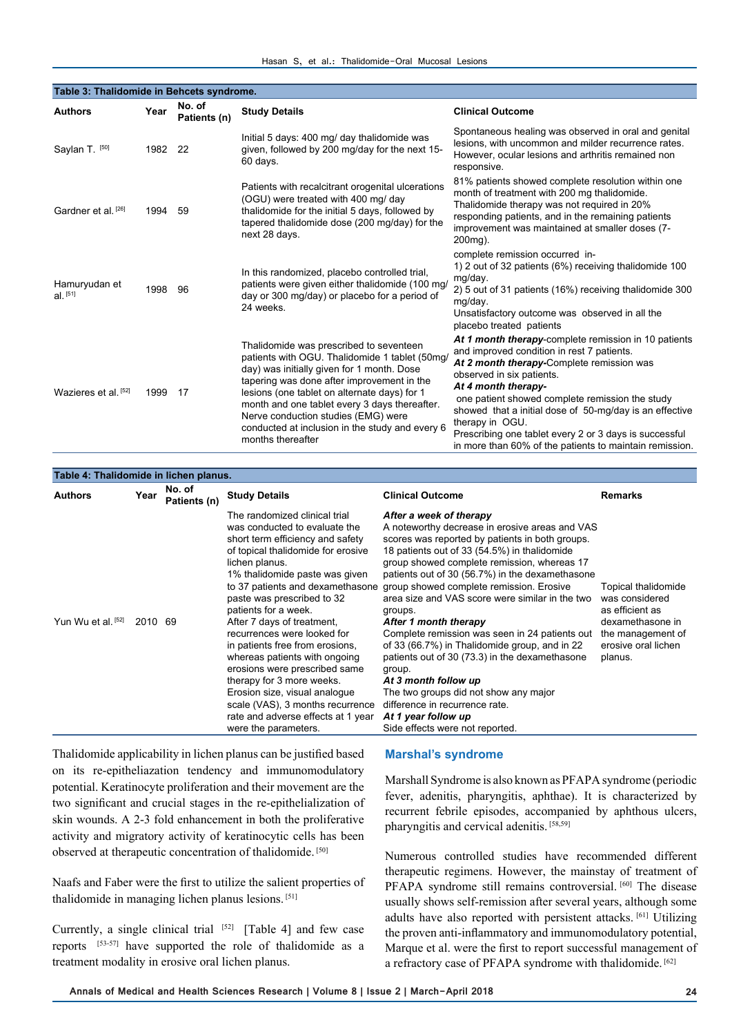**Table 3: Thalidomide in Behcets syndrome.**

| Authors | Year | No. of Patients (n) | Study Details | Clinical Outcome |
|---|---|---|---|---|
| Saylan T. [50] | 1982 | 22 | Initial 5 days: 400 mg/ day thalidomide was given, followed by 200 mg/day for the next 15-60 days. | Spontaneous healing was observed in oral and genital lesions, with uncommon and milder recurrence rates. However, ocular lesions and arthritis remained non responsive. |
| Gardner et al. [26] | 1994 | 59 | Patients with recalcitrant orogenital ulcerations (OGU) were treated with 400 mg/ day thalidomide for the initial 5 days, followed by tapered thalidomide dose (200 mg/day) for the next 28 days. | 81% patients showed complete resolution within one month of treatment with 200 mg thalidomide. Thalidomide therapy was not required in 20% responding patients, and in the remaining patients improvement was maintained at smaller doses (7-200mg). |
| Hamuryudan et al. [51] | 1998 | 96 | In this randomized, placebo controlled trial, patients were given either thalidomide (100 mg/ day or 300 mg/day) or placebo for a period of 24 weeks. | complete remission occurred in-<br>1) 2 out of 32 patients (6%) receiving thalidomide 100 mg/day.<br>2) 5 out of 31 patients (16%) receiving thalidomide 300 mg/day.<br>Unsatisfactory outcome was observed in all the placebo treated patients |
| Wazieres et al. [52] | 1999 | 17 | Thalidomide was prescribed to seventeen patients with OGU. Thalidomide 1 tablet (50mg/ day) was initially given for 1 month. Dose tapering was done after improvement in the lesions (one tablet on alternate days) for 1 month and one tablet every 3 days thereafter. Nerve conduction studies (EMG) were conducted at inclusion in the study and every 6 months thereafter | ***At 1 month therapy***-complete remission in 10 patients and improved condition in rest 7 patients.<br>***At 2 month therapy***-Complete remission was observed in six patients.<br>***At 4 month therapy***-<br>one patient showed complete remission the study showed that a initial dose of 50-mg/day is an effective therapy in OGU.<br>Prescribing one tablet every 2 or 3 days is successful in more than 60% of the patients to maintain remission. |

**Table 4: Thalidomide in lichen planus.**

| Authors | Year | No. of Patients (n) | Study Details | Clinical Outcome | Remarks |
|---|---|---|---|---|---|
| Yun Wu et al. [52] | 2010 | 69 | The randomized clinical trial was conducted to evaluate the short term efficiency and safety of topical thalidomide for erosive lichen planus.<br>1% thalidomide paste was given to 37 patients and dexamethasone paste was prescribed to 32 patients for a week.<br>After 7 days of treatment, recurrences were looked for in patients free from erosions, whereas patients with ongoing erosions were prescribed same therapy for 3 more weeks.<br>Erosion size, visual analogue scale (VAS), 3 months recurrence rate and adverse effects at 1 year were the parameters. | ***After a week of therapy***<br>A noteworthy decrease in erosive areas and VAS scores was reported by patients in both groups. 18 patients out of 33 (54.5%) in thalidomide group showed complete remission, whereas 17 patients out of 30 (56.7%) in the dexamethasone group showed complete remission. Erosive area size and VAS score were similar in the two groups.<br>***After 1 month therapy***<br>Complete remission was seen in 24 patients out of 33 (66.7%) in Thalidomide group, and in 22 patients out of 30 (73.3) in the dexamethasone group.<br>***At 3 month follow up***<br>The two groups did not show any major difference in recurrence rate.<br>***At 1 year follow up***<br>Side effects were not reported. | Topical thalidomide was considered as efficient as dexamethasone in the management of erosive oral lichen planus. |

Thalidomide applicability in lichen planus can be justified based on its re-epitheliazation tendency and immunomodulatory potential. Keratinocyte proliferation and their movement are the two significant and crucial stages in the re-epithelialization of skin wounds. A 2-3 fold enhancement in both the proliferative activity and migratory activity of keratinocytic cells has been observed at therapeutic concentration of thalidomide. [50]

Naafs and Faber were the first to utilize the salient properties of thalidomide in managing lichen planus lesions. [51]

Currently, a single clinical trial [52] [Table 4] and few case reports [53-57] have supported the role of thalidomide as a treatment modality in erosive oral lichen planus.

## Marshal's syndrome

Marshall Syndrome is also known as PFAPA syndrome (periodic fever, adenitis, pharyngitis, aphthae). It is characterized by recurrent febrile episodes, accompanied by aphthous ulcers, pharyngitis and cervical adenitis. [58,59]

Numerous controlled studies have recommended different therapeutic regimens. However, the mainstay of treatment of PFAPA syndrome still remains controversial. [60] The disease usually shows self-remission after several years, although some adults have also reported with persistent attacks. [61] Utilizing the proven anti-inflammatory and immunomodulatory potential, Marque et al. were the first to report successful management of a refractory case of PFAPA syndrome with thalidomide. [62]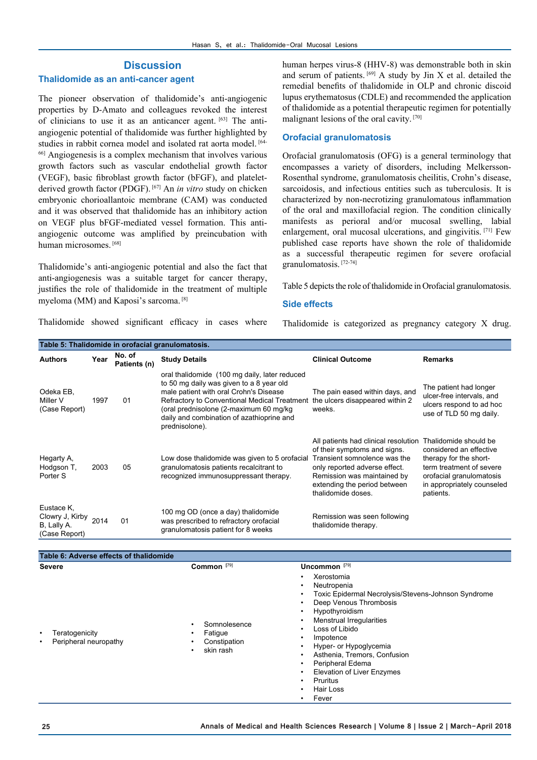## Discussion

### Thalidomide as an anti-cancer agent

The pioneer observation of thalidomide's anti-angiogenic properties by D-Amato and colleagues revoked the interest of clinicians to use it as an anticancer agent. [63] The anti-angiogenic potential of thalidomide was further highlighted by studies in rabbit cornea model and isolated rat aorta model. [64-66] Angiogenesis is a complex mechanism that involves various growth factors such as vascular endothelial growth factor (VEGF), basic fibroblast growth factor (bFGF), and platelet-derived growth factor (PDGF). [67] An *in vitro* study on chicken embryonic chorioallantoic membrane (CAM) was conducted and it was observed that thalidomide has an inhibitory action on VEGF plus bFGF-mediated vessel formation. This anti-angiogenic outcome was amplified by preincubation with human microsomes. [68]

Thalidomide's anti-angiogenic potential and also the fact that anti-angiogenesis was a suitable target for cancer therapy, justifies the role of thalidomide in the treatment of multiple myeloma (MM) and Kaposi's sarcoma. [8]

Thalidomide showed significant efficacy in cases where human herpes virus-8 (HHV-8) was demonstrable both in skin and serum of patients. [69] A study by Jin X et al. detailed the remedial benefits of thalidomide in OLP and chronic discoid lupus erythematosus (CDLE) and recommended the application of thalidomide as a potential therapeutic regimen for potentially malignant lesions of the oral cavity. [70]

### Orofacial granulomatosis

Orofacial granulomatosis (OFG) is a general terminology that encompasses a variety of disorders, including Melkersson-Rosenthal syndrome, granulomatosis cheilitis, Crohn's disease, sarcoidosis, and infectious entities such as tuberculosis. It is characterized by non-necrotizing granulomatous inflammation of the oral and maxillofacial region. The condition clinically manifests as perioral and/or mucosal swelling, labial enlargement, oral mucosal ulcerations, and gingivitis. [71] Few published case reports have shown the role of thalidomide as a successful therapeutic regimen for severe orofacial granulomatosis. [72-74]

Table 5 depicts the role of thalidomide in Orofacial granulomatosis.

### Side effects

Thalidomide is categorized as pregnancy category X drug.

**Table 5: Thalidomide in orofacial granulomatosis.**

| Authors | Year | No. of Patients (n) | Study Details | Clinical Outcome | Remarks |
|---|---|---|---|---|---|
| Odeka EB, Miller V (Case Report) | 1997 | 01 | oral thalidomide (100 mg daily, later reduced to 50 mg daily was given to a 8 year old male patient with oral Crohn's Disease Refractory to Conventional Medical Treatment (oral prednisolone (2-maximum 60 mg/kg daily and combination of azathioprine and prednisolone). | The pain eased within days, and the ulcers disappeared within 2 weeks. | The patient had longer ulcer-free intervals, and ulcers respond to ad hoc use of TLD 50 mg daily. |
| Hegarty A, Hodgson T, Porter S | 2003 | 05 | Low dose thalidomide was given to 5 orofacial granulomatosis patients recalcitrant to recognized immunosuppressant therapy. | All patients had clinical resolution of their symptoms and signs. Transient somnolence was the only reported adverse effect. Remission was maintained by extending the period between thalidomide doses. | Thalidomide should be considered an effective therapy for the short-term treatment of severe orofacial granulomatosis in appropriately counseled patients. |
| Eustace K, Clowry J, Kirby B, Lally A. (Case Report) | 2014 | 01 | 100 mg OD (once a day) thalidomide was prescribed to refractory orofacial granulomatosis patient for 8 weeks | Remission was seen following thalidomide therapy. | |

**Table 6: Adverse effects of thalidomide**

| Severe | Common [79] | Uncommon [79] |
|---|---|---|
| • Teratogenicity<br>• Peripheral neuropathy | • Somnolesence<br>• Fatigue<br>• Constipation<br>• skin rash | • Xerostomia<br>• Neutropenia<br>• Toxic Epidermal Necrolysis/Stevens-Johnson Syndrome<br>• Deep Venous Thrombosis<br>• Hypothyroidism<br>• Menstrual Irregularities<br>• Loss of Libido<br>• Impotence<br>• Hyper- or Hypoglycemia<br>• Asthenia, Tremors, Confusion<br>• Peripheral Edema<br>• Elevation of Liver Enzymes<br>• Pruritus<br>• Hair Loss<br>• Fever |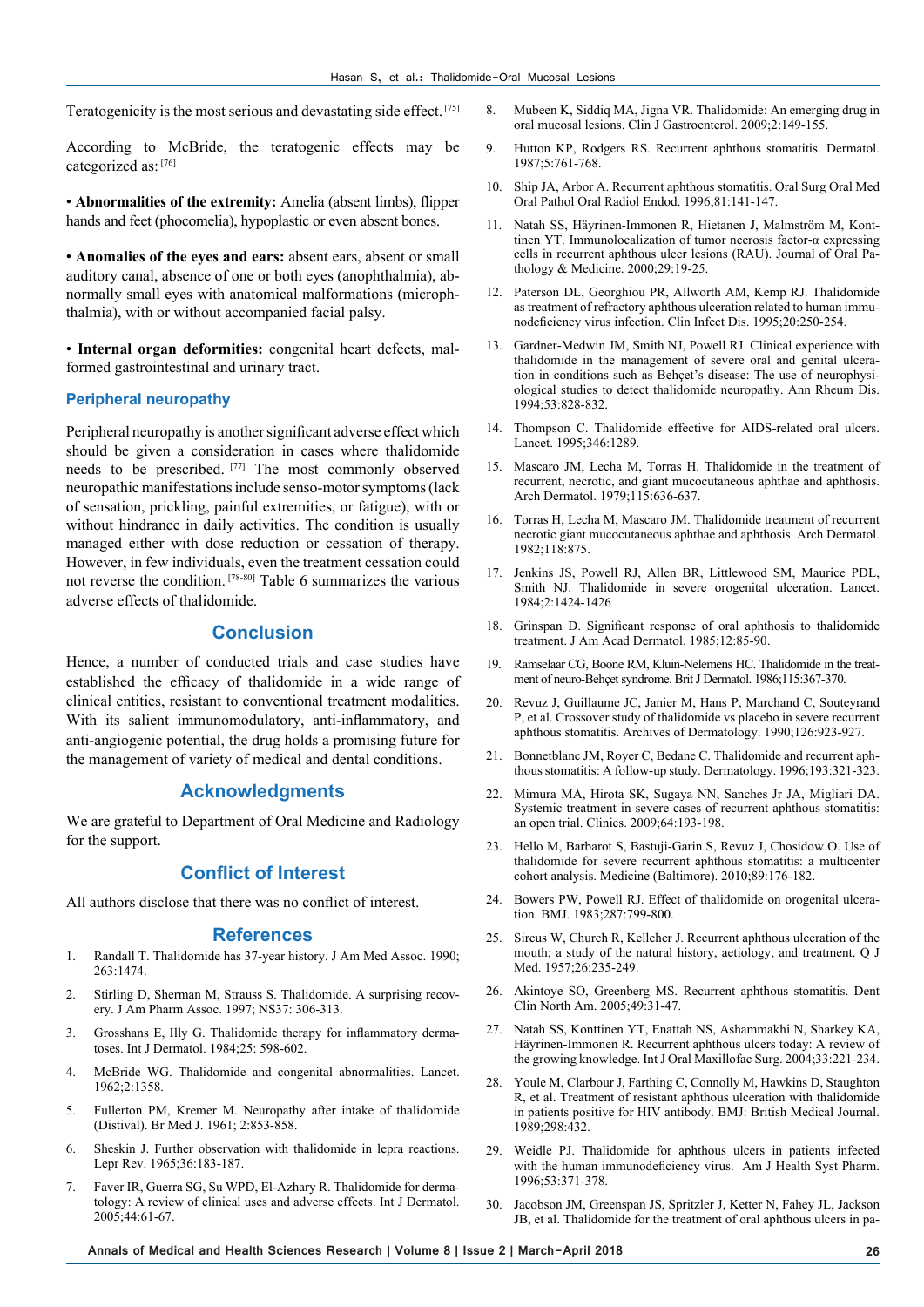Teratogenicity is the most serious and devastating side effect.[75]

According to McBride, the teratogenic effects may be categorized as:[76]

- **Abnormalities of the extremity:** Amelia (absent limbs), flipper hands and feet (phocomelia), hypoplastic or even absent bones.

- **Anomalies of the eyes and ears:** absent ears, absent or small auditory canal, absence of one or both eyes (anophthalmia), abnormally small eyes with anatomical malformations (microphthalmia), with or without accompanied facial palsy.

- **Internal organ deformities:** congenital heart defects, malformed gastrointestinal and urinary tract.

### Peripheral neuropathy

Peripheral neuropathy is another significant adverse effect which should be given a consideration in cases where thalidomide needs to be prescribed.[77] The most commonly observed neuropathic manifestations include senso-motor symptoms (lack of sensation, prickling, painful extremities, or fatigue), with or without hindrance in daily activities. The condition is usually managed either with dose reduction or cessation of therapy. However, in few individuals, even the treatment cessation could not reverse the condition.[78-80] Table 6 summarizes the various adverse effects of thalidomide.

## Conclusion

Hence, a number of conducted trials and case studies have established the efficacy of thalidomide in a wide range of clinical entities, resistant to conventional treatment modalities. With its salient immunomodulatory, anti-inflammatory, and anti-angiogenic potential, the drug holds a promising future for the management of variety of medical and dental conditions.

## Acknowledgments

We are grateful to Department of Oral Medicine and Radiology for the support.

## Conflict of Interest

All authors disclose that there was no conflict of interest.

## References

1. Randall T. Thalidomide has 37-year history. J Am Med Assoc. 1990; 263:1474.
2. Stirling D, Sherman M, Strauss S. Thalidomide. A surprising recovery. J Am Pharm Assoc. 1997; NS37: 306-313.
3. Grosshans E, Illy G. Thalidomide therapy for inflammatory dermatoses. Int J Dermatol. 1984;25: 598-602.
4. McBride WG. Thalidomide and congenital abnormalities. Lancet. 1962;2:1358.
5. Fullerton PM, Kremer M. Neuropathy after intake of thalidomide (Distival). Br Med J. 1961; 2:853-858.
6. Sheskin J. Further observation with thalidomide in lepra reactions. Lepr Rev. 1965;36:183-187.
7. Faver IR, Guerra SG, Su WPD, El-Azhary R. Thalidomide for dermatology: A review of clinical uses and adverse effects. Int J Dermatol. 2005;44:61-67.
8. Mubeen K, Siddiq MA, Jigna VR. Thalidomide: An emerging drug in oral mucosal lesions. Clin J Gastroenterol. 2009;2:149-155.
9. Hutton KP, Rodgers RS. Recurrent aphthous stomatitis. Dermatol. 1987;5:761-768.
10. Ship JA, Arbor A. Recurrent aphthous stomatitis. Oral Surg Oral Med Oral Pathol Oral Radiol Endod. 1996;81:141-147.
11. Natah SS, Häyrinen-Immonen R, Hietanen J, Malmström M, Konttinen YT. Immunolocalization of tumor necrosis factor-α expressing cells in recurrent aphthous ulcer lesions (RAU). Journal of Oral Pathology & Medicine. 2000;29:19-25.
12. Paterson DL, Georghiou PR, Allworth AM, Kemp RJ. Thalidomide as treatment of refractory aphthous ulceration related to human immunodeficiency virus infection. Clin Infect Dis. 1995;20:250-254.
13. Gardner-Medwin JM, Smith NJ, Powell RJ. Clinical experience with thalidomide in the management of severe oral and genital ulceration in conditions such as Behçet's disease: The use of neurophysiological studies to detect thalidomide neuropathy. Ann Rheum Dis. 1994;53:828-832.
14. Thompson C. Thalidomide effective for AIDS-related oral ulcers. Lancet. 1995;346:1289.
15. Mascaro JM, Lecha M, Torras H. Thalidomide in the treatment of recurrent, necrotic, and giant mucocutaneous aphthae and aphthosis. Arch Dermatol. 1979;115:636-637.
16. Torras H, Lecha M, Mascaro JM. Thalidomide treatment of recurrent necrotic giant mucocutaneous aphthae and aphthosis. Arch Dermatol. 1982;118:875.
17. Jenkins JS, Powell RJ, Allen BR, Littlewood SM, Maurice PDL, Smith NJ. Thalidomide in severe orogenital ulceration. Lancet. 1984;2:1424-1426
18. Grinspan D. Significant response of oral aphthosis to thalidomide treatment. J Am Acad Dermatol. 1985;12:85-90.
19. Ramselaar CG, Boone RM, Kluin-Nelemens HC. Thalidomide in the treatment of neuro-Behçet syndrome. Brit J Dermatol. 1986;115:367-370.
20. Revuz J, Guillaume JC, Janier M, Hans P, Marchand C, Souteyrand P, et al. Crossover study of thalidomide vs placebo in severe recurrent aphthous stomatitis. Archives of Dermatology. 1990;126:923-927.
21. Bonnetblanc JM, Royer C, Bedane C. Thalidomide and recurrent aphthous stomatitis: A follow-up study. Dermatology. 1996;193:321-323.
22. Mimura MA, Hirota SK, Sugaya NN, Sanches Jr JA, Migliari DA. Systemic treatment in severe cases of recurrent aphthous stomatitis: an open trial. Clinics. 2009;64:193-198.
23. Hello M, Barbarot S, Bastuji-Garin S, Revuz J, Chosidow O. Use of thalidomide for severe recurrent aphthous stomatitis: a multicenter cohort analysis. Medicine (Baltimore). 2010;89:176-182.
24. Bowers PW, Powell RJ. Effect of thalidomide on orogenital ulceration. BMJ. 1983;287:799-800.
25. Sircus W, Church R, Kelleher J. Recurrent aphthous ulceration of the mouth; a study of the natural history, aetiology, and treatment. Q J Med. 1957;26:235-249.
26. Akintoye SO, Greenberg MS. Recurrent aphthous stomatitis. Dent Clin North Am. 2005;49:31-47.
27. Natah SS, Konttinen YT, Enattah NS, Ashammakhi N, Sharkey KA, Häyrinen-Immonen R. Recurrent aphthous ulcers today: A review of the growing knowledge. Int J Oral Maxillofac Surg. 2004;33:221-234.
28. Youle M, Clarbour J, Farthing C, Connolly M, Hawkins D, Staughton R, et al. Treatment of resistant aphthous ulceration with thalidomide in patients positive for HIV antibody. BMJ: British Medical Journal. 1989;298:432.
29. Weidle PJ. Thalidomide for aphthous ulcers in patients infected with the human immunodeficiency virus. Am J Health Syst Pharm. 1996;53:371-378.
30. Jacobson JM, Greenspan JS, Spritzler J, Ketter N, Fahey JL, Jackson JB, et al. Thalidomide for the treatment of oral aphthous ulcers in pa-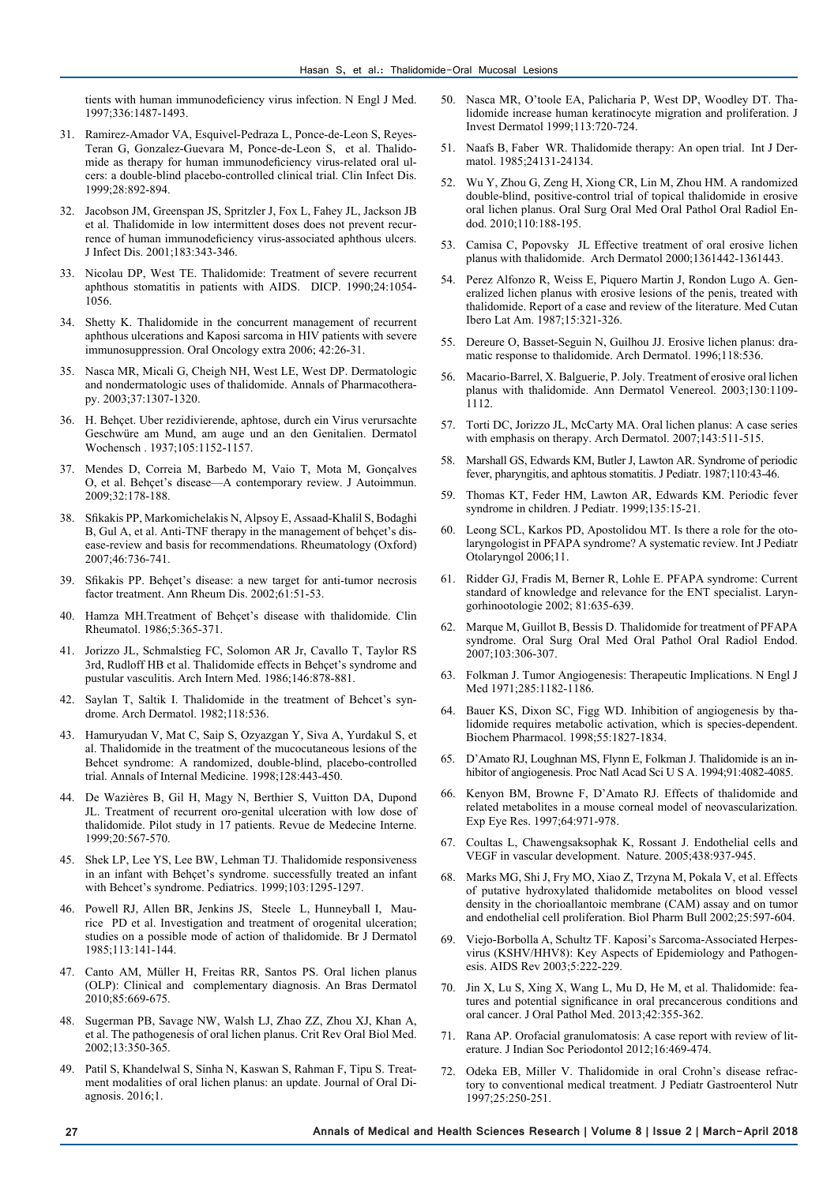tients with human immunodeficiency virus infection. N Engl J Med. 1997;336:1487-1493.

31. Ramirez-Amador VA, Esquivel-Pedraza L, Ponce-de-Leon S, Reyes-Teran G, Gonzalez-Guevara M, Ponce-de-Leon S, et al. Thalidomide as therapy for human immunodeficiency virus-related oral ulcers: a double-blind placebo-controlled clinical trial. Clin Infect Dis. 1999;28:892-894.

32. Jacobson JM, Greenspan JS, Spritzler J, Fox L, Fahey JL, Jackson JB et al. Thalidomide in low intermittent doses does not prevent recurrence of human immunodeficiency virus-associated aphthous ulcers. J Infect Dis. 2001;183:343-346.

33. Nicolau DP, West TE. Thalidomide: Treatment of severe recurrent aphthous stomatitis in patients with AIDS. DICP. 1990;24:1054-1056.

34. Shetty K. Thalidomide in the concurrent management of recurrent aphthous ulcerations and Kaposi sarcoma in HIV patients with severe immunosuppression. Oral Oncology extra 2006; 42:26-31.

35. Nasca MR, Micali G, Cheigh NH, West LE, West DP. Dermatologic and nondermatologic uses of thalidomide. Annals of Pharmacotherapy. 2003;37:1307-1320.

36. H. Behçet. Uber rezidivierende, aphtose, durch ein Virus verursachte Geschwüre am Mund, am auge und an den Genitalien. Dermatol Wochensch . 1937;105:1152-1157.

37. Mendes D, Correia M, Barbedo M, Vaio T, Mota M, Gonçalves O, et al. Behçet's disease—A contemporary review. J Autoimmun. 2009;32:178-188.

38. Sfikakis PP, Markomichelakis N, Alpsoy E, Assaad-Khalil S, Bodaghi B, Gul A, et al. Anti-TNF therapy in the management of behçet's disease-review and basis for recommendations. Rheumatology (Oxford) 2007;46:736-741.

39. Sfikakis PP. Behçet's disease: a new target for anti-tumor necrosis factor treatment. Ann Rheum Dis. 2002;61:51-53.

40. Hamza MH.Treatment of Behçet's disease with thalidomide. Clin Rheumatol. 1986;5:365-371.

41. Jorizzo JL, Schmalstieg FC, Solomon AR Jr, Cavallo T, Taylor RS 3rd, Rudloff HB et al. Thalidomide effects in Behçet's syndrome and pustular vasculitis. Arch Intern Med. 1986;146:878-881.

42. Saylan T, Saltik I. Thalidomide in the treatment of Behcet's syndrome. Arch Dermatol. 1982;118:536.

43. Hamuryudan V, Mat C, Saip S, Ozyazgan Y, Siva A, Yurdakul S, et al. Thalidomide in the treatment of the mucocutaneous lesions of the Behcet syndrome: A randomized, double-blind, placebo-controlled trial. Annals of Internal Medicine. 1998;128:443-450.

44. De Wazières B, Gil H, Magy N, Berthier S, Vuitton DA, Dupond JL. Treatment of recurrent oro-genital ulceration with low dose of thalidomide. Pilot study in 17 patients. Revue de Medecine Interne. 1999;20:567-570.

45. Shek LP, Lee YS, Lee BW, Lehman TJ. Thalidomide responsiveness in an infant with Behçet's syndrome. successfully treated an infant with Behcet's syndrome. Pediatrics. 1999;103:1295-1297.

46. Powell RJ, Allen BR, Jenkins JS, Steele L, Hunneyball I, Maurice PD et al. Investigation and treatment of orogenital ulceration; studies on a possible mode of action of thalidomide. Br J Dermatol 1985;113:141-144.

47. Canto AM, Müller H, Freitas RR, Santos PS. Oral lichen planus (OLP): Clinical and complementary diagnosis. An Bras Dermatol 2010;85:669-675.

48. Sugerman PB, Savage NW, Walsh LJ, Zhao ZZ, Zhou XJ, Khan A, et al. The pathogenesis of oral lichen planus. Crit Rev Oral Biol Med. 2002;13:350-365.

49. Patil S, Khandelwal S, Sinha N, Kaswan S, Rahman F, Tipu S. Treatment modalities of oral lichen planus: an update. Journal of Oral Diagnosis. 2016;1.

50. Nasca MR, O'toole EA, Palicharia P, West DP, Woodley DT. Thalidomide increase human keratinocyte migration and proliferation. J Invest Dermatol 1999;113:720-724.

51. Naafs B, Faber WR. Thalidomide therapy: An open trial. Int J Dermatol. 1985;24131-24134.

52. Wu Y, Zhou G, Zeng H, Xiong CR, Lin M, Zhou HM. A randomized double-blind, positive-control trial of topical thalidomide in erosive oral lichen planus. Oral Surg Oral Med Oral Pathol Oral Radiol Endod. 2010;110:188-195.

53. Camisa C, Popovsky JL Effective treatment of oral erosive lichen planus with thalidomide. Arch Dermatol 2000;1361442-1361443.

54. Perez Alfonzo R, Weiss E, Piquero Martin J, Rondon Lugo A. Generalized lichen planus with erosive lesions of the penis, treated with thalidomide. Report of a case and review of the literature. Med Cutan Ibero Lat Am. 1987;15:321-326.

55. Dereure O, Basset-Seguin N, Guilhou JJ. Erosive lichen planus: dramatic response to thalidomide. Arch Dermatol. 1996;118:536.

56. Macario-Barrel, X. Balguerie, P. Joly. Treatment of erosive oral lichen planus with thalidomide. Ann Dermatol Venereol. 2003;130:1109-1112.

57. Torti DC, Jorizzo JL, McCarty MA. Oral lichen planus: A case series with emphasis on therapy. Arch Dermatol. 2007;143:511-515.

58. Marshall GS, Edwards KM, Butler J, Lawton AR. Syndrome of periodic fever, pharyngitis, and aphtous stomatitis. J Pediatr. 1987;110:43-46.

59. Thomas KT, Feder HM, Lawton AR, Edwards KM. Periodic fever syndrome in children. J Pediatr. 1999;135:15-21.

60. Leong SCL, Karkos PD, Apostolidou MT. Is there a role for the otolaryngologist in PFAPA syndrome? A systematic review. Int J Pediatr Otolaryngol 2006;11.

61. Ridder GJ, Fradis M, Berner R, Lohle E. PFAPA syndrome: Current standard of knowledge and relevance for the ENT specialist. Laryngorhinootologie 2002; 81:635-639.

62. Marque M, Guillot B, Bessis D. Thalidomide for treatment of PFAPA syndrome. Oral Surg Oral Med Oral Pathol Oral Radiol Endod. 2007;103:306-307.

63. Folkman J. Tumor Angiogenesis: Therapeutic Implications. N Engl J Med 1971;285:1182-1186.

64. Bauer KS, Dixon SC, Figg WD. Inhibition of angiogenesis by thalidomide requires metabolic activation, which is species-dependent. Biochem Pharmacol. 1998;55:1827-1834.

65. D'Amato RJ, Loughnan MS, Flynn E, Folkman J. Thalidomide is an inhibitor of angiogenesis. Proc Natl Acad Sci U S A. 1994;91:4082-4085.

66. Kenyon BM, Browne F, D'Amato RJ. Effects of thalidomide and related metabolites in a mouse corneal model of neovascularization. Exp Eye Res. 1997;64:971-978.

67. Coultas L, Chawengsaksophak K, Rossant J. Endothelial cells and VEGF in vascular development. Nature. 2005;438:937-945.

68. Marks MG, Shi J, Fry MO, Xiao Z, Trzyna M, Pokala V, et al. Effects of putative hydroxylated thalidomide metabolites on blood vessel density in the chorioallantoic membrane (CAM) assay and on tumor and endothelial cell proliferation. Biol Pharm Bull 2002;25:597-604.

69. Viejo-Borbolla A, Schultz TF. Kaposi's Sarcoma-Associated Herpesvirus (KSHV/HHV8): Key Aspects of Epidemiology and Pathogenesis. AIDS Rev 2003;5:222-229.

70. Jin X, Lu S, Xing X, Wang L, Mu D, He M, et al. Thalidomide: features and potential significance in oral precancerous conditions and oral cancer. J Oral Pathol Med. 2013;42:355-362.

71. Rana AP. Orofacial granulomatosis: A case report with review of literature. J Indian Soc Periodontol 2012;16:469-474.

72. Odeka EB, Miller V. Thalidomide in oral Crohn's disease refractory to conventional medical treatment. J Pediatr Gastroenterol Nutr 1997;25:250-251.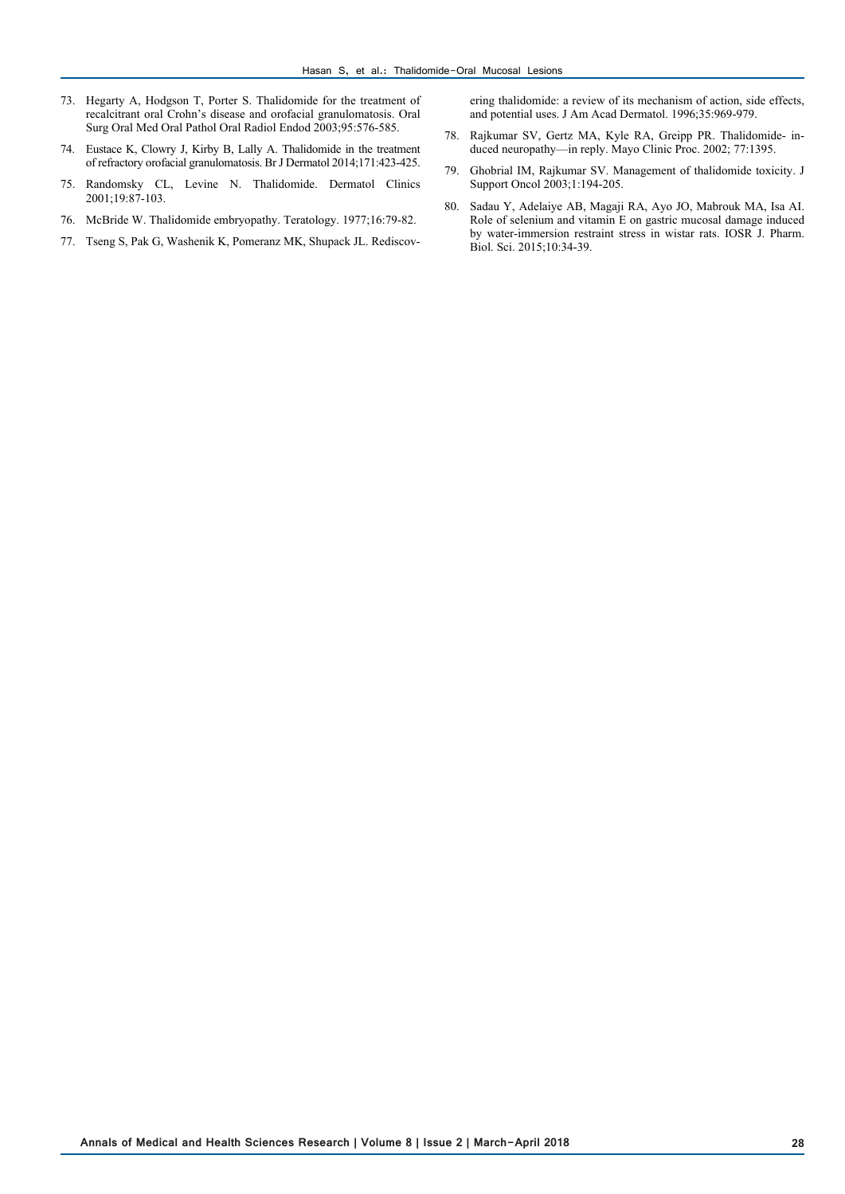73. Hegarty A, Hodgson T, Porter S. Thalidomide for the treatment of recalcitrant oral Crohn's disease and orofacial granulomatosis. Oral Surg Oral Med Oral Pathol Oral Radiol Endod 2003;95:576-585.
74. Eustace K, Clowry J, Kirby B, Lally A. Thalidomide in the treatment of refractory orofacial granulomatosis. Br J Dermatol 2014;171:423-425.
75. Randomsky CL, Levine N. Thalidomide. Dermatol Clinics 2001;19:87-103.
76. McBride W. Thalidomide embryopathy. Teratology. 1977;16:79-82.
77. Tseng S, Pak G, Washenik K, Pomeranz MK, Shupack JL. Rediscovering thalidomide: a review of its mechanism of action, side effects, and potential uses. J Am Acad Dermatol. 1996;35:969-979.
78. Rajkumar SV, Gertz MA, Kyle RA, Greipp PR. Thalidomide- induced neuropathy—in reply. Mayo Clinic Proc. 2002; 77:1395.
79. Ghobrial IM, Rajkumar SV. Management of thalidomide toxicity. J Support Oncol 2003;1:194-205.
80. Sadau Y, Adelaiye AB, Magaji RA, Ayo JO, Mabrouk MA, Isa AI. Role of selenium and vitamin E on gastric mucosal damage induced by water-immersion restraint stress in wistar rats. IOSR J. Pharm. Biol. Sci. 2015;10:34-39.